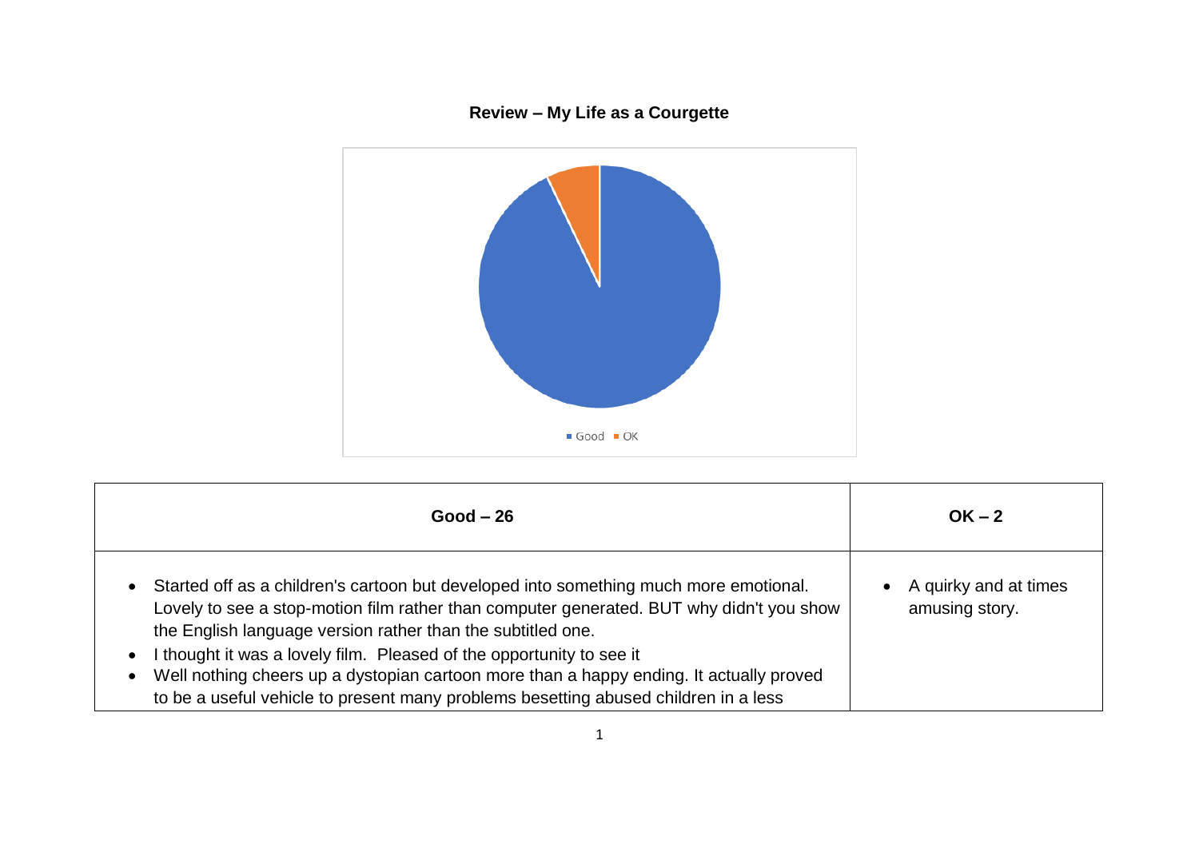**Review – My Life as a Courgette**

| Good – 26 | OK – 2 |
|---|---|
| • Started off as a children's cartoon but developed into something much more emotional. Lovely to see a stop-motion film rather than computer generated. BUT why didn't you show the English language version rather than the subtitled one.<br>• I thought it was a lovely film.  Pleased of the opportunity to see it<br>• Well nothing cheers up a dystopian cartoon more than a happy ending. It actually proved to be a useful vehicle to present many problems besetting abused children in a less | • A quirky and at times amusing story. |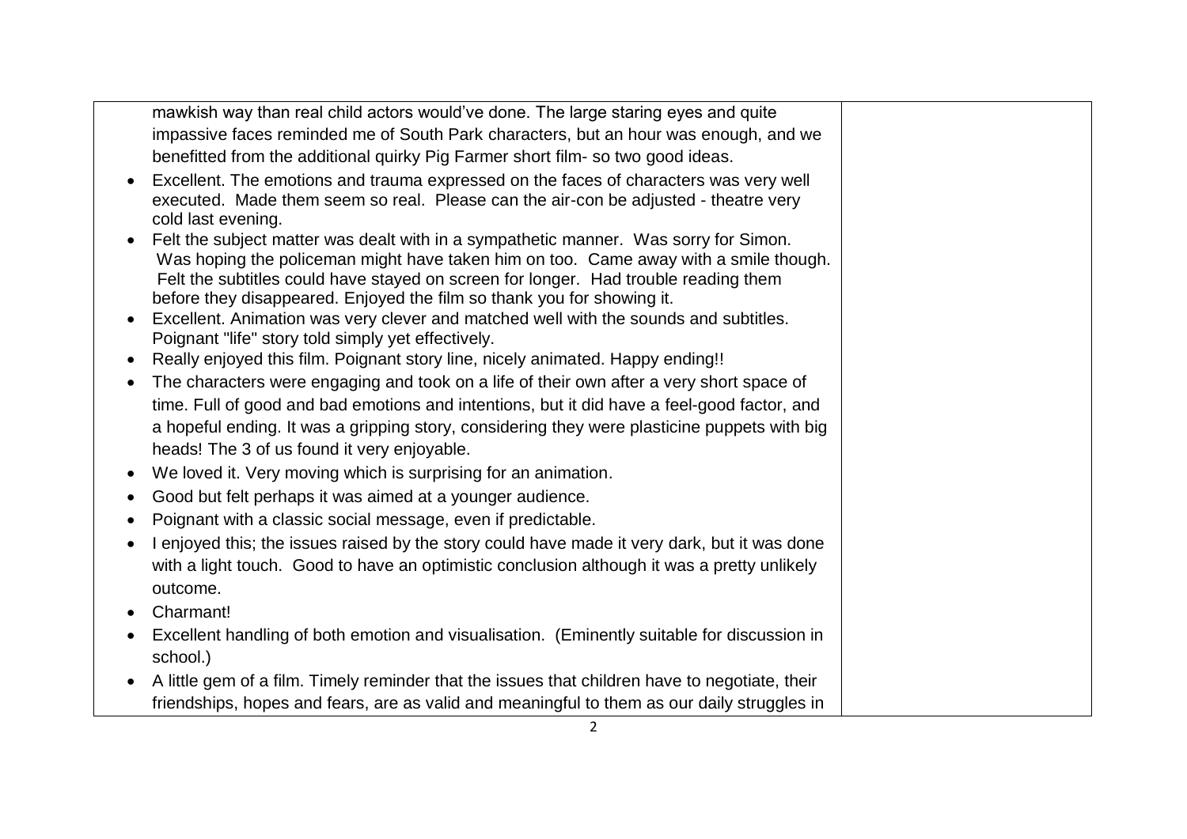| | |
|---|---|
| mawkish way than real child actors would've done. The large staring eyes and quite impassive faces reminded me of South Park characters, but an hour was enough, and we benefitted from the additional quirky Pig Farmer short film- so two good ideas.<br>• Excellent. The emotions and trauma expressed on the faces of characters was very well executed. Made them seem so real. Please can the air-con be adjusted - theatre very cold last evening.<br>• Felt the subject matter was dealt with in a sympathetic manner. Was sorry for Simon. Was hoping the policeman might have taken him on too. Came away with a smile though. Felt the subtitles could have stayed on screen for longer. Had trouble reading them before they disappeared. Enjoyed the film so thank you for showing it.<br>• Excellent. Animation was very clever and matched well with the sounds and subtitles. Poignant "life" story told simply yet effectively.<br>• Really enjoyed this film. Poignant story line, nicely animated. Happy ending!!<br>• The characters were engaging and took on a life of their own after a very short space of time. Full of good and bad emotions and intentions, but it did have a feel-good factor, and a hopeful ending. It was a gripping story, considering they were plasticine puppets with big heads! The 3 of us found it very enjoyable.<br>• We loved it. Very moving which is surprising for an animation.<br>• Good but felt perhaps it was aimed at a younger audience.<br>• Poignant with a classic social message, even if predictable.<br>• I enjoyed this; the issues raised by the story could have made it very dark, but it was done with a light touch. Good to have an optimistic conclusion although it was a pretty unlikely outcome.<br>• Charmant!<br>• Excellent handling of both emotion and visualisation. (Eminently suitable for discussion in school.)<br>• A little gem of a film. Timely reminder that the issues that children have to negotiate, their friendships, hopes and fears, are as valid and meaningful to them as our daily struggles in | |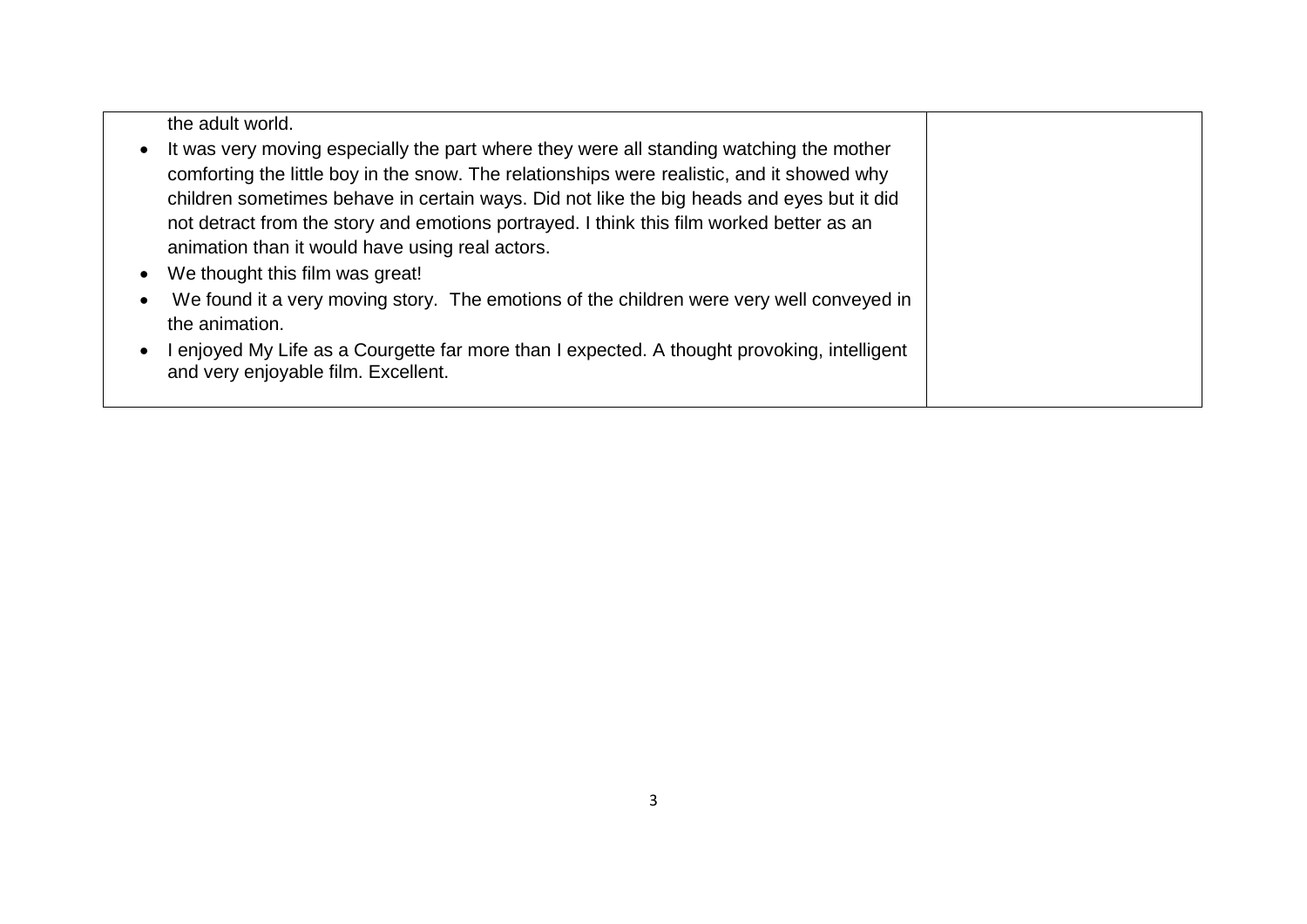| | |
|---|---|
| the adult world.<br>• It was very moving especially the part where they were all standing watching the mother comforting the little boy in the snow. The relationships were realistic, and it showed why children sometimes behave in certain ways. Did not like the big heads and eyes but it did not detract from the story and emotions portrayed. I think this film worked better as an animation than it would have using real actors.<br>• We thought this film was great!<br>• We found it a very moving story. The emotions of the children were very well conveyed in the animation.<br>• I enjoyed My Life as a Courgette far more than I expected. A thought provoking, intelligent and very enjoyable film. Excellent. | |